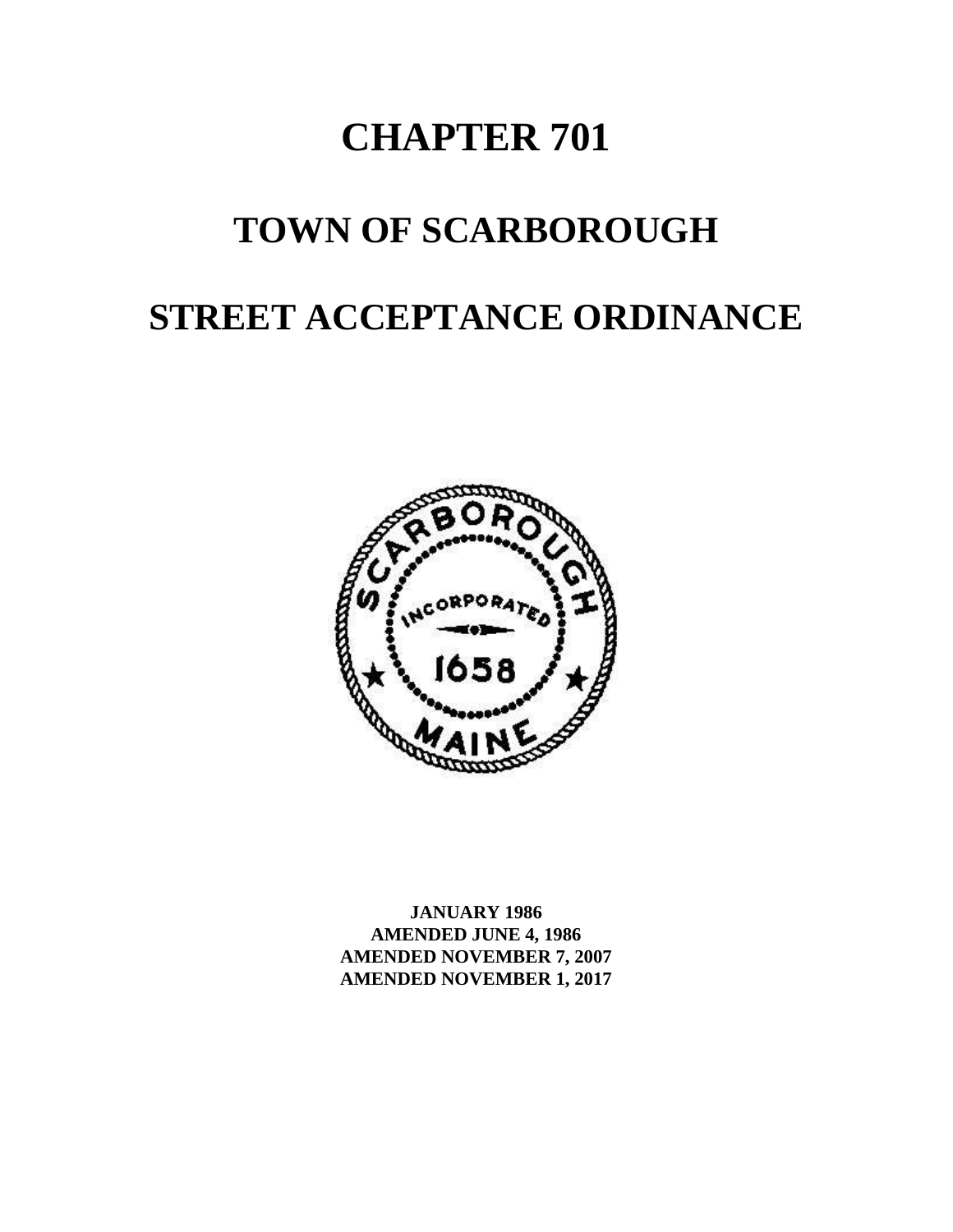# CHAPTER 701

# TOWN OF SCARBOROUGH

# STREET ACCEPTANCE ORDINANCE

**JANUARY 1986**
**AMENDED JUNE 4, 1986**
**AMENDED NOVEMBER 7, 2007**
**AMENDED NOVEMBER 1, 2017**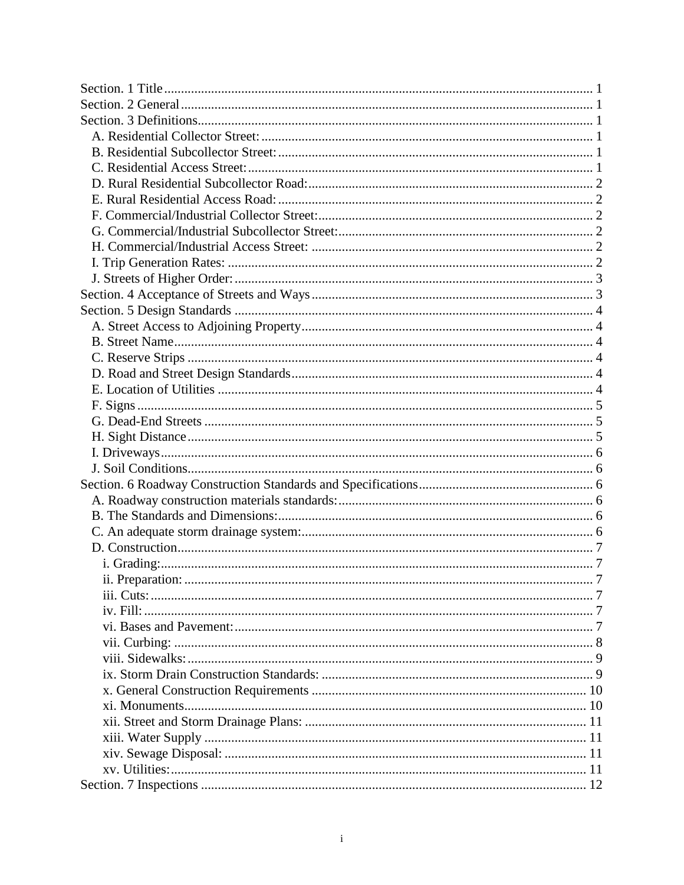Section. 1 Title ..... 1
Section. 2 General ..... 1
Section. 3 Definitions ..... 1
- A. Residential Collector Street: ..... 1
- B. Residential Subcollector Street: ..... 1
- C. Residential Access Street: ..... 1
- D. Rural Residential Subcollector Road: ..... 2
- E. Rural Residential Access Road: ..... 2
- F. Commercial/Industrial Collector Street: ..... 2
- G. Commercial/Industrial Subcollector Street: ..... 2
- H. Commercial/Industrial Access Street: ..... 2
- I. Trip Generation Rates: ..... 2
- J. Streets of Higher Order: ..... 3

Section. 4 Acceptance of Streets and Ways ..... 3
Section. 5 Design Standards ..... 4
- A. Street Access to Adjoining Property ..... 4
- B. Street Name ..... 4
- C. Reserve Strips ..... 4
- D. Road and Street Design Standards ..... 4
- E. Location of Utilities ..... 4
- F. Signs ..... 5
- G. Dead-End Streets ..... 5
- H. Sight Distance ..... 5
- I. Driveways ..... 6
- J. Soil Conditions ..... 6

Section. 6 Roadway Construction Standards and Specifications ..... 6
- A. Roadway construction materials standards: ..... 6
- B. The Standards and Dimensions: ..... 6
- C. An adequate storm drainage system: ..... 6
- D. Construction ..... 7
  - i. Grading: ..... 7
  - ii. Preparation: ..... 7
  - iii. Cuts: ..... 7
  - iv. Fill: ..... 7
  - vi. Bases and Pavement: ..... 7
  - vii. Curbing: ..... 8
  - viii. Sidewalks: ..... 9
  - ix. Storm Drain Construction Standards: ..... 9
  - x. General Construction Requirements ..... 10
  - xi. Monuments ..... 10
  - xii. Street and Storm Drainage Plans: ..... 11
  - xiii. Water Supply ..... 11
  - xiv. Sewage Disposal: ..... 11
  - xv. Utilities: ..... 11

Section. 7 Inspections ..... 12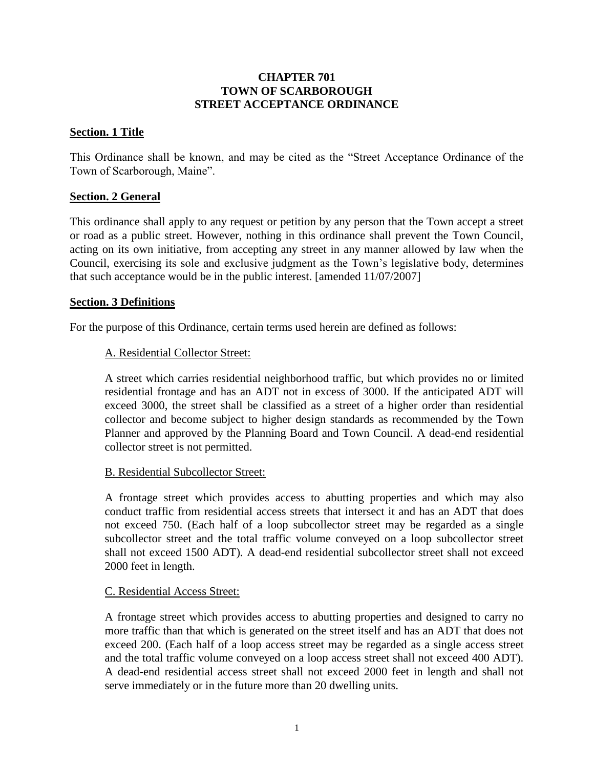# CHAPTER 701
# TOWN OF SCARBOROUGH
# STREET ACCEPTANCE ORDINANCE

## Section. 1 Title

This Ordinance shall be known, and may be cited as the "Street Acceptance Ordinance of the Town of Scarborough, Maine".

## Section. 2 General

This ordinance shall apply to any request or petition by any person that the Town accept a street or road as a public street. However, nothing in this ordinance shall prevent the Town Council, acting on its own initiative, from accepting any street in any manner allowed by law when the Council, exercising its sole and exclusive judgment as the Town's legislative body, determines that such acceptance would be in the public interest. [amended 11/07/2007]

## Section. 3 Definitions

For the purpose of this Ordinance, certain terms used herein are defined as follows:

A. Residential Collector Street:

A street which carries residential neighborhood traffic, but which provides no or limited residential frontage and has an ADT not in excess of 3000. If the anticipated ADT will exceed 3000, the street shall be classified as a street of a higher order than residential collector and become subject to higher design standards as recommended by the Town Planner and approved by the Planning Board and Town Council. A dead-end residential collector street is not permitted.

B. Residential Subcollector Street:

A frontage street which provides access to abutting properties and which may also conduct traffic from residential access streets that intersect it and has an ADT that does not exceed 750. (Each half of a loop subcollector street may be regarded as a single subcollector street and the total traffic volume conveyed on a loop subcollector street shall not exceed 1500 ADT). A dead-end residential subcollector street shall not exceed 2000 feet in length.

C. Residential Access Street:

A frontage street which provides access to abutting properties and designed to carry no more traffic than that which is generated on the street itself and has an ADT that does not exceed 200. (Each half of a loop access street may be regarded as a single access street and the total traffic volume conveyed on a loop access street shall not exceed 400 ADT). A dead-end residential access street shall not exceed 2000 feet in length and shall not serve immediately or in the future more than 20 dwelling units.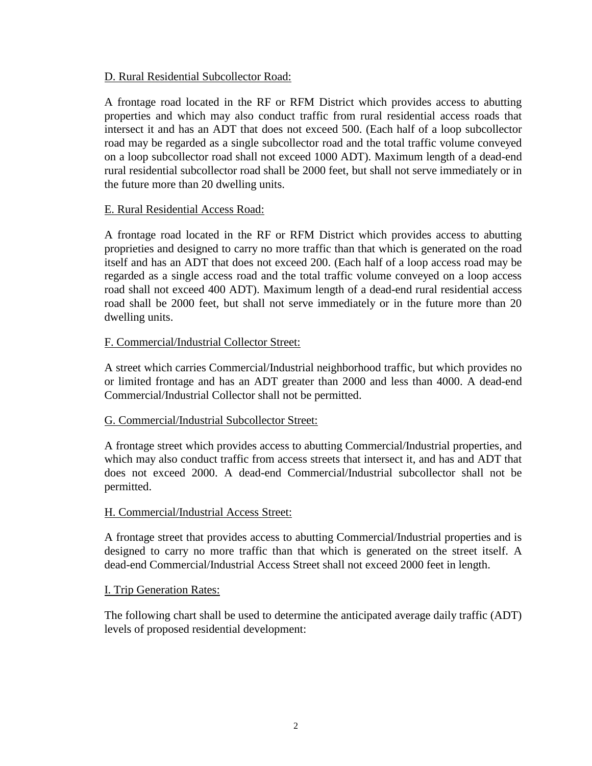D. Rural Residential Subcollector Road:

A frontage road located in the RF or RFM District which provides access to abutting properties and which may also conduct traffic from rural residential access roads that intersect it and has an ADT that does not exceed 500. (Each half of a loop subcollector road may be regarded as a single subcollector road and the total traffic volume conveyed on a loop subcollector road shall not exceed 1000 ADT). Maximum length of a dead-end rural residential subcollector road shall be 2000 feet, but shall not serve immediately or in the future more than 20 dwelling units.

E. Rural Residential Access Road:

A frontage road located in the RF or RFM District which provides access to abutting proprieties and designed to carry no more traffic than that which is generated on the road itself and has an ADT that does not exceed 200. (Each half of a loop access road may be regarded as a single access road and the total traffic volume conveyed on a loop access road shall not exceed 400 ADT). Maximum length of a dead-end rural residential access road shall be 2000 feet, but shall not serve immediately or in the future more than 20 dwelling units.

F. Commercial/Industrial Collector Street:

A street which carries Commercial/Industrial neighborhood traffic, but which provides no or limited frontage and has an ADT greater than 2000 and less than 4000. A dead-end Commercial/Industrial Collector shall not be permitted.

G. Commercial/Industrial Subcollector Street:

A frontage street which provides access to abutting Commercial/Industrial properties, and which may also conduct traffic from access streets that intersect it, and has and ADT that does not exceed 2000. A dead-end Commercial/Industrial subcollector shall not be permitted.

H. Commercial/Industrial Access Street:

A frontage street that provides access to abutting Commercial/Industrial properties and is designed to carry no more traffic than that which is generated on the street itself. A dead-end Commercial/Industrial Access Street shall not exceed 2000 feet in length.

I. Trip Generation Rates:

The following chart shall be used to determine the anticipated average daily traffic (ADT) levels of proposed residential development: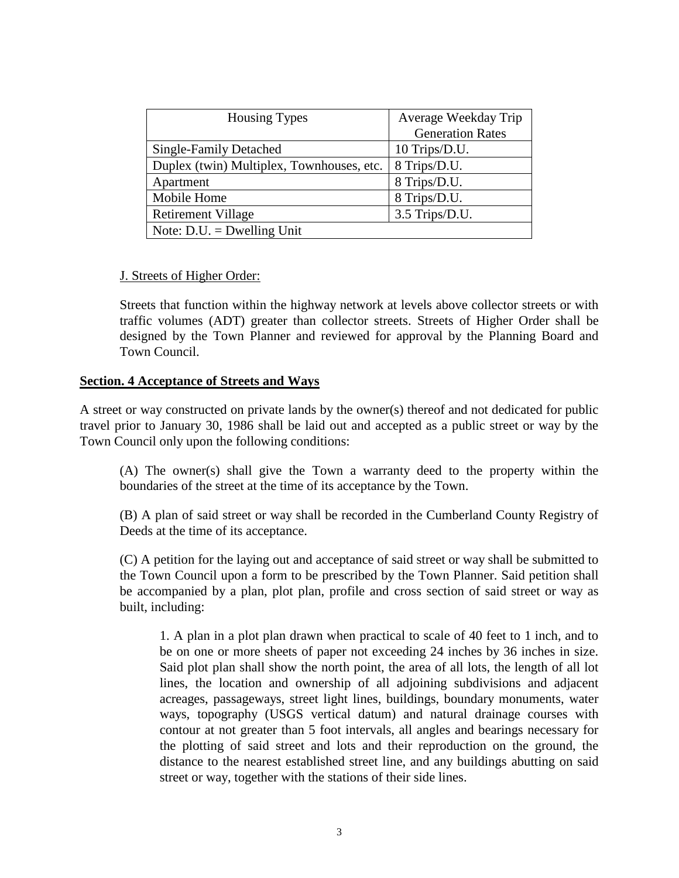| Housing Types | Average Weekday Trip Generation Rates |
|---|---|
| Single-Family Detached | 10 Trips/D.U. |
| Duplex (twin) Multiplex, Townhouses, etc. | 8 Trips/D.U. |
| Apartment | 8 Trips/D.U. |
| Mobile Home | 8 Trips/D.U. |
| Retirement Village | 3.5 Trips/D.U. |
| Note: D.U. = Dwelling Unit | |

J. Streets of Higher Order:

Streets that function within the highway network at levels above collector streets or with traffic volumes (ADT) greater than collector streets. Streets of Higher Order shall be designed by the Town Planner and reviewed for approval by the Planning Board and Town Council.

## Section. 4 Acceptance of Streets and Ways

A street or way constructed on private lands by the owner(s) thereof and not dedicated for public travel prior to January 30, 1986 shall be laid out and accepted as a public street or way by the Town Council only upon the following conditions:

(A) The owner(s) shall give the Town a warranty deed to the property within the boundaries of the street at the time of its acceptance by the Town.

(B) A plan of said street or way shall be recorded in the Cumberland County Registry of Deeds at the time of its acceptance.

(C) A petition for the laying out and acceptance of said street or way shall be submitted to the Town Council upon a form to be prescribed by the Town Planner. Said petition shall be accompanied by a plan, plot plan, profile and cross section of said street or way as built, including:

1. A plan in a plot plan drawn when practical to scale of 40 feet to 1 inch, and to be on one or more sheets of paper not exceeding 24 inches by 36 inches in size. Said plot plan shall show the north point, the area of all lots, the length of all lot lines, the location and ownership of all adjoining subdivisions and adjacent acreages, passageways, street light lines, buildings, boundary monuments, water ways, topography (USGS vertical datum) and natural drainage courses with contour at not greater than 5 foot intervals, all angles and bearings necessary for the plotting of said street and lots and their reproduction on the ground, the distance to the nearest established street line, and any buildings abutting on said street or way, together with the stations of their side lines.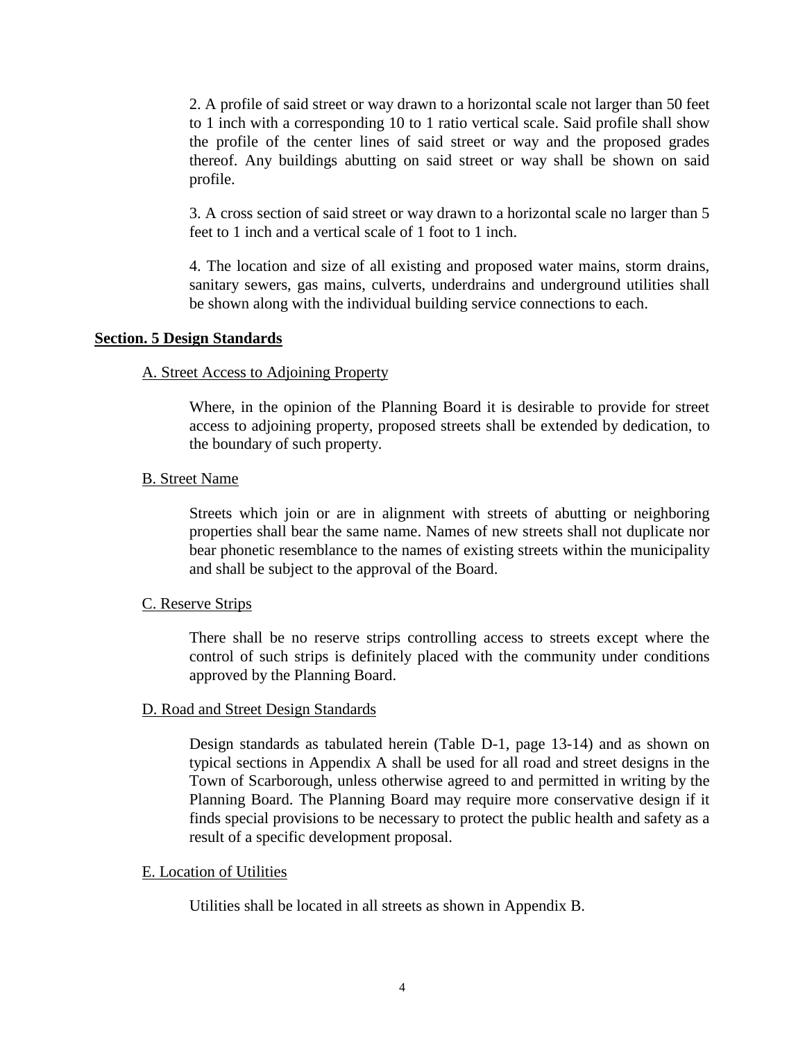2. A profile of said street or way drawn to a horizontal scale not larger than 50 feet to 1 inch with a corresponding 10 to 1 ratio vertical scale. Said profile shall show the profile of the center lines of said street or way and the proposed grades thereof. Any buildings abutting on said street or way shall be shown on said profile.

3. A cross section of said street or way drawn to a horizontal scale no larger than 5 feet to 1 inch and a vertical scale of 1 foot to 1 inch.

4. The location and size of all existing and proposed water mains, storm drains, sanitary sewers, gas mains, culverts, underdrains and underground utilities shall be shown along with the individual building service connections to each.

## Section. 5 Design Standards

### A. Street Access to Adjoining Property

Where, in the opinion of the Planning Board it is desirable to provide for street access to adjoining property, proposed streets shall be extended by dedication, to the boundary of such property.

### B. Street Name

Streets which join or are in alignment with streets of abutting or neighboring properties shall bear the same name. Names of new streets shall not duplicate nor bear phonetic resemblance to the names of existing streets within the municipality and shall be subject to the approval of the Board.

### C. Reserve Strips

There shall be no reserve strips controlling access to streets except where the control of such strips is definitely placed with the community under conditions approved by the Planning Board.

### D. Road and Street Design Standards

Design standards as tabulated herein (Table D-1, page 13-14) and as shown on typical sections in Appendix A shall be used for all road and street designs in the Town of Scarborough, unless otherwise agreed to and permitted in writing by the Planning Board. The Planning Board may require more conservative design if it finds special provisions to be necessary to protect the public health and safety as a result of a specific development proposal.

### E. Location of Utilities

Utilities shall be located in all streets as shown in Appendix B.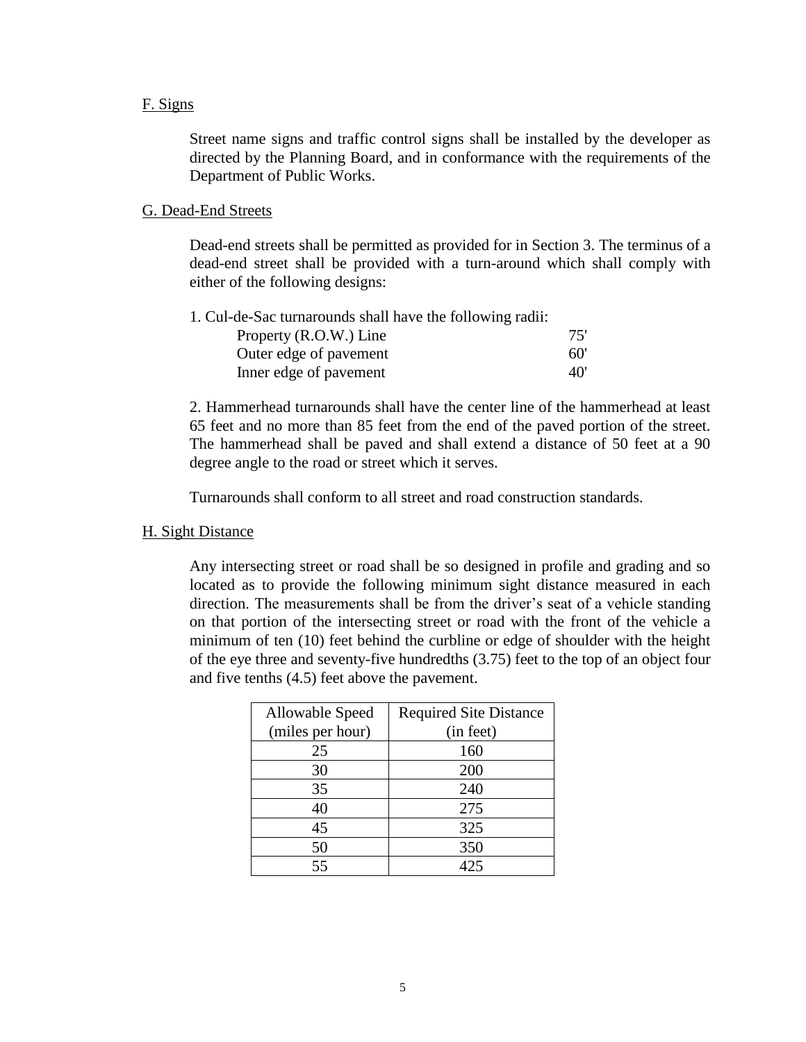F. Signs

Street name signs and traffic control signs shall be installed by the developer as directed by the Planning Board, and in conformance with the requirements of the Department of Public Works.

G. Dead-End Streets

Dead-end streets shall be permitted as provided for in Section 3. The terminus of a dead-end street shall be provided with a turn-around which shall comply with either of the following designs:

1. Cul-de-Sac turnarounds shall have the following radii:

| | |
|---|---|
| Property (R.O.W.) Line | 75' |
| Outer edge of pavement | 60' |
| Inner edge of pavement | 40' |

2. Hammerhead turnarounds shall have the center line of the hammerhead at least 65 feet and no more than 85 feet from the end of the paved portion of the street. The hammerhead shall be paved and shall extend a distance of 50 feet at a 90 degree angle to the road or street which it serves.

Turnarounds shall conform to all street and road construction standards.

H. Sight Distance

Any intersecting street or road shall be so designed in profile and grading and so located as to provide the following minimum sight distance measured in each direction. The measurements shall be from the driver's seat of a vehicle standing on that portion of the intersecting street or road with the front of the vehicle a minimum of ten (10) feet behind the curbline or edge of shoulder with the height of the eye three and seventy-five hundredths (3.75) feet to the top of an object four and five tenths (4.5) feet above the pavement.

| Allowable Speed (miles per hour) | Required Site Distance (in feet) |
|---|---|
| 25 | 160 |
| 30 | 200 |
| 35 | 240 |
| 40 | 275 |
| 45 | 325 |
| 50 | 350 |
| 55 | 425 |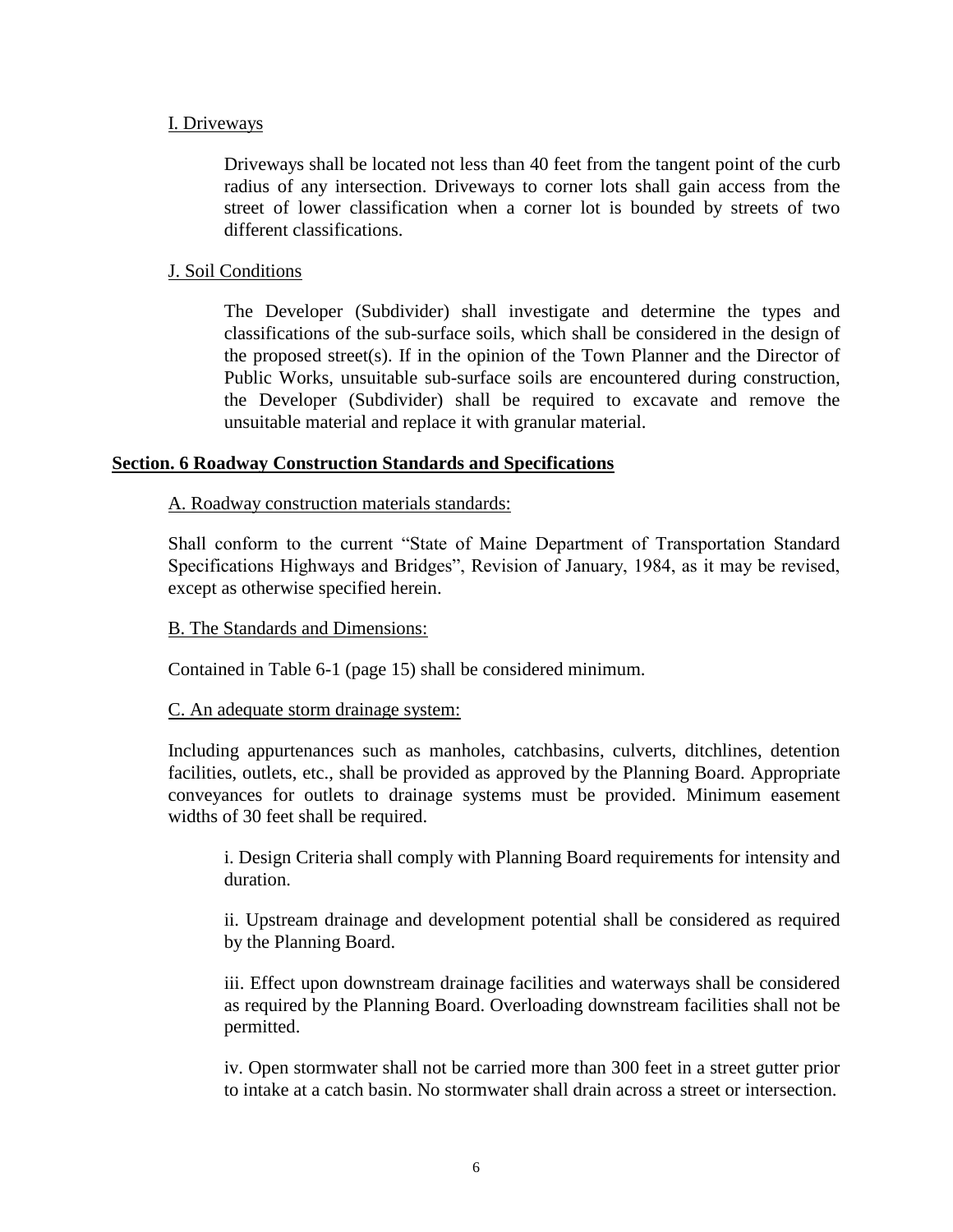I. Driveways

Driveways shall be located not less than 40 feet from the tangent point of the curb radius of any intersection. Driveways to corner lots shall gain access from the street of lower classification when a corner lot is bounded by streets of two different classifications.

J. Soil Conditions

The Developer (Subdivider) shall investigate and determine the types and classifications of the sub-surface soils, which shall be considered in the design of the proposed street(s). If in the opinion of the Town Planner and the Director of Public Works, unsuitable sub-surface soils are encountered during construction, the Developer (Subdivider) shall be required to excavate and remove the unsuitable material and replace it with granular material.

## Section. 6 Roadway Construction Standards and Specifications

A. Roadway construction materials standards:

Shall conform to the current "State of Maine Department of Transportation Standard Specifications Highways and Bridges", Revision of January, 1984, as it may be revised, except as otherwise specified herein.

B. The Standards and Dimensions:

Contained in Table 6-1 (page 15) shall be considered minimum.

C. An adequate storm drainage system:

Including appurtenances such as manholes, catchbasins, culverts, ditchlines, detention facilities, outlets, etc., shall be provided as approved by the Planning Board. Appropriate conveyances for outlets to drainage systems must be provided. Minimum easement widths of 30 feet shall be required.

i. Design Criteria shall comply with Planning Board requirements for intensity and duration.

ii. Upstream drainage and development potential shall be considered as required by the Planning Board.

iii. Effect upon downstream drainage facilities and waterways shall be considered as required by the Planning Board. Overloading downstream facilities shall not be permitted.

iv. Open stormwater shall not be carried more than 300 feet in a street gutter prior to intake at a catch basin. No stormwater shall drain across a street or intersection.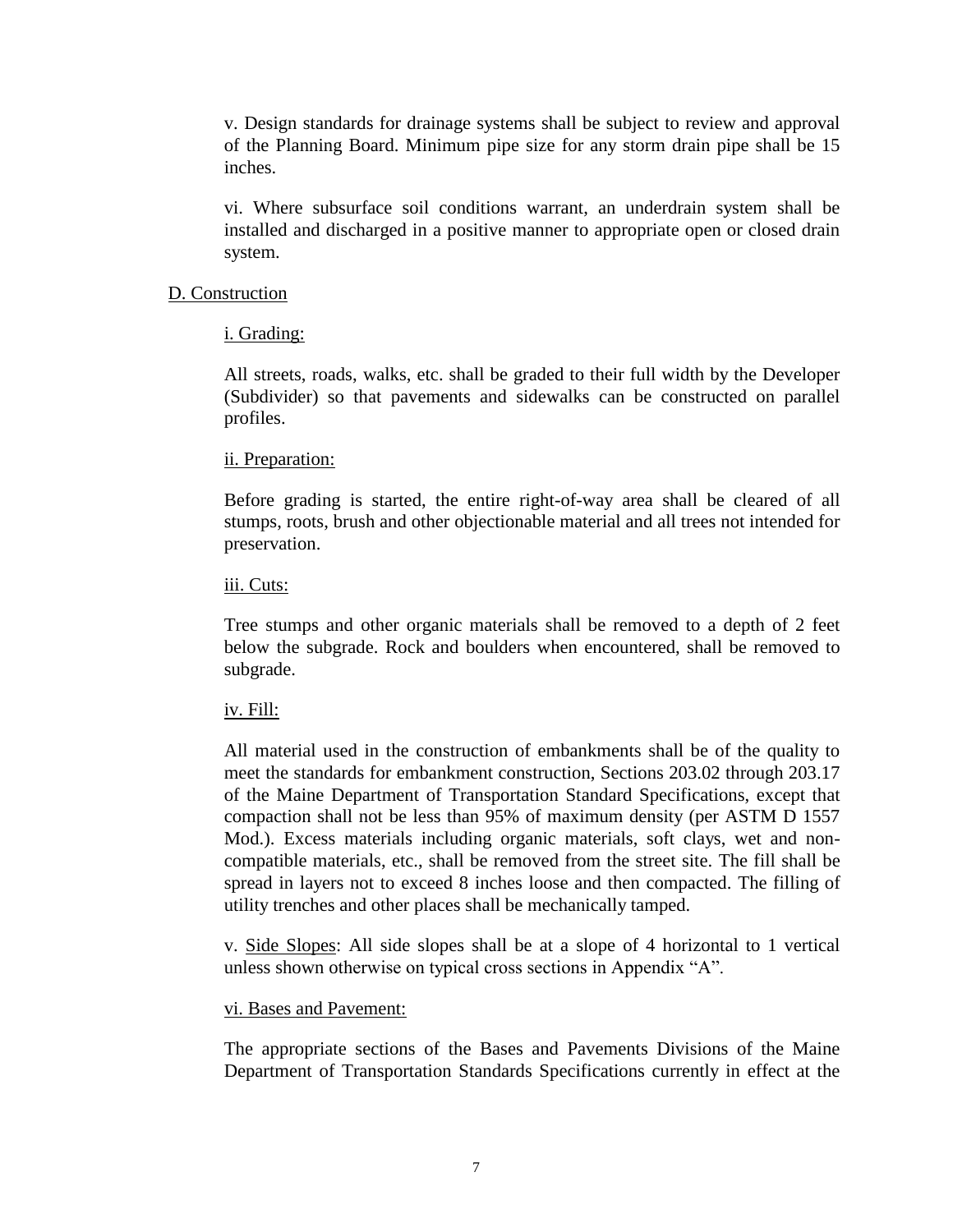v. Design standards for drainage systems shall be subject to review and approval of the Planning Board. Minimum pipe size for any storm drain pipe shall be 15 inches.

vi. Where subsurface soil conditions warrant, an underdrain system shall be installed and discharged in a positive manner to appropriate open or closed drain system.

D. Construction

i. Grading:

All streets, roads, walks, etc. shall be graded to their full width by the Developer (Subdivider) so that pavements and sidewalks can be constructed on parallel profiles.

ii. Preparation:

Before grading is started, the entire right-of-way area shall be cleared of all stumps, roots, brush and other objectionable material and all trees not intended for preservation.

iii. Cuts:

Tree stumps and other organic materials shall be removed to a depth of 2 feet below the subgrade. Rock and boulders when encountered, shall be removed to subgrade.

iv. Fill:

All material used in the construction of embankments shall be of the quality to meet the standards for embankment construction, Sections 203.02 through 203.17 of the Maine Department of Transportation Standard Specifications, except that compaction shall not be less than 95% of maximum density (per ASTM D 1557 Mod.). Excess materials including organic materials, soft clays, wet and non-compatible materials, etc., shall be removed from the street site. The fill shall be spread in layers not to exceed 8 inches loose and then compacted. The filling of utility trenches and other places shall be mechanically tamped.

v. Side Slopes: All side slopes shall be at a slope of 4 horizontal to 1 vertical unless shown otherwise on typical cross sections in Appendix "A".

vi. Bases and Pavement:

The appropriate sections of the Bases and Pavements Divisions of the Maine Department of Transportation Standards Specifications currently in effect at the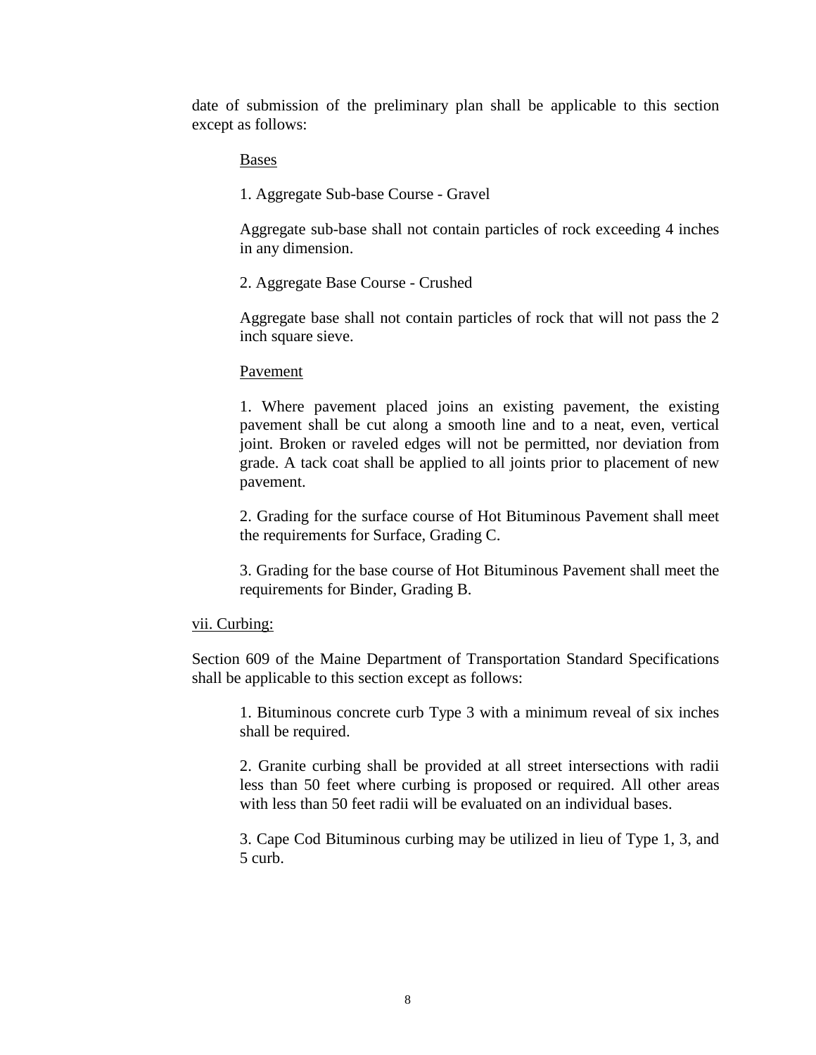date of submission of the preliminary plan shall be applicable to this section except as follows:

<u>Bases</u>

1. Aggregate Sub-base Course - Gravel

Aggregate sub-base shall not contain particles of rock exceeding 4 inches in any dimension.

2. Aggregate Base Course - Crushed

Aggregate base shall not contain particles of rock that will not pass the 2 inch square sieve.

<u>Pavement</u>

1. Where pavement placed joins an existing pavement, the existing pavement shall be cut along a smooth line and to a neat, even, vertical joint. Broken or raveled edges will not be permitted, nor deviation from grade. A tack coat shall be applied to all joints prior to placement of new pavement.

2. Grading for the surface course of Hot Bituminous Pavement shall meet the requirements for Surface, Grading C.

3. Grading for the base course of Hot Bituminous Pavement shall meet the requirements for Binder, Grading B.

<u>vii. Curbing:</u>

Section 609 of the Maine Department of Transportation Standard Specifications shall be applicable to this section except as follows:

1. Bituminous concrete curb Type 3 with a minimum reveal of six inches shall be required.

2. Granite curbing shall be provided at all street intersections with radii less than 50 feet where curbing is proposed or required. All other areas with less than 50 feet radii will be evaluated on an individual bases.

3. Cape Cod Bituminous curbing may be utilized in lieu of Type 1, 3, and 5 curb.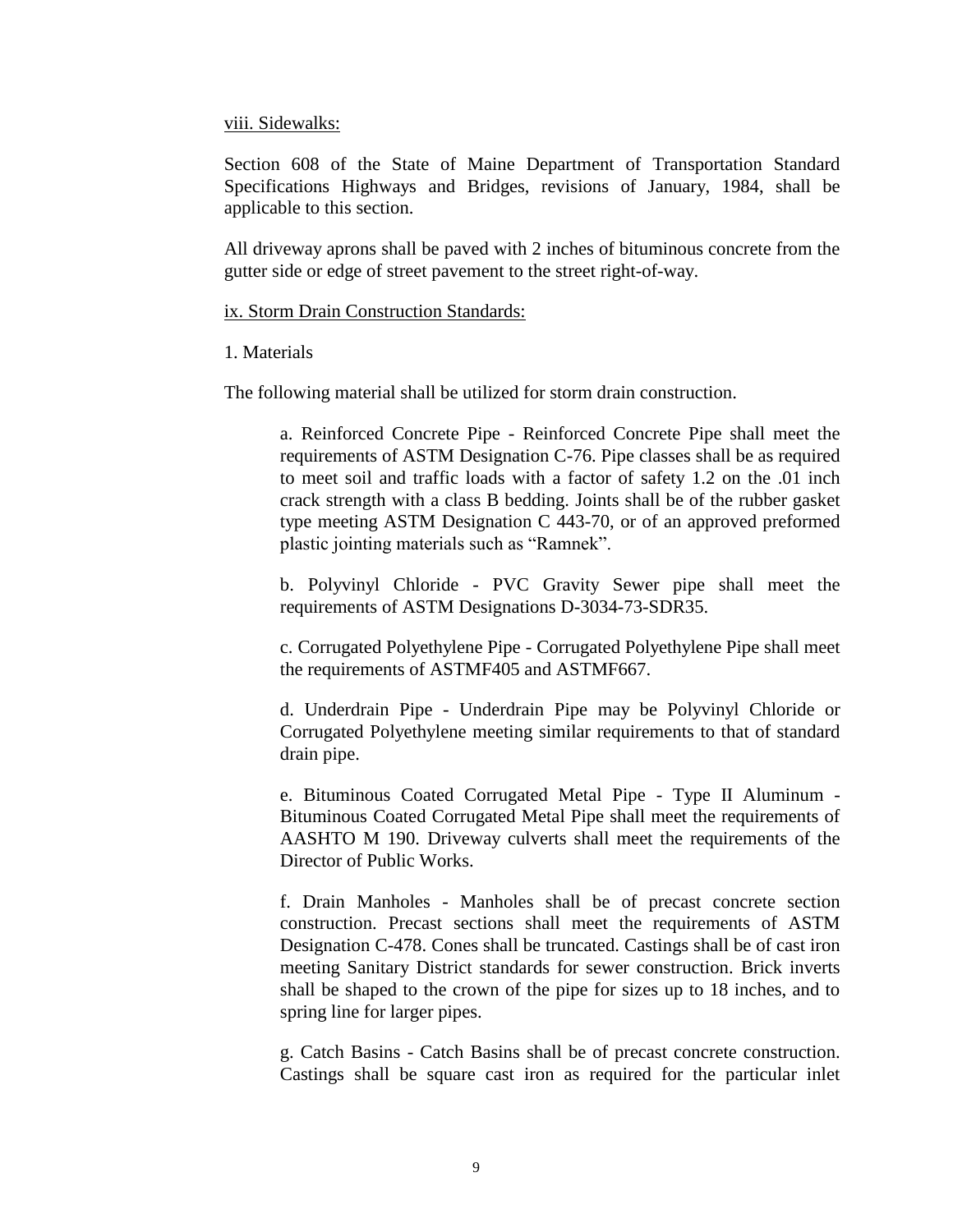<u>viii. Sidewalks:</u>

Section 608 of the State of Maine Department of Transportation Standard Specifications Highways and Bridges, revisions of January, 1984, shall be applicable to this section.

All driveway aprons shall be paved with 2 inches of bituminous concrete from the gutter side or edge of street pavement to the street right-of-way.

<u>ix. Storm Drain Construction Standards:</u>

1. Materials

The following material shall be utilized for storm drain construction.

> a. Reinforced Concrete Pipe - Reinforced Concrete Pipe shall meet the requirements of ASTM Designation C-76. Pipe classes shall be as required to meet soil and traffic loads with a factor of safety 1.2 on the .01 inch crack strength with a class B bedding. Joints shall be of the rubber gasket type meeting ASTM Designation C 443-70, or of an approved preformed plastic jointing materials such as "Ramnek".
>
> b. Polyvinyl Chloride - PVC Gravity Sewer pipe shall meet the requirements of ASTM Designations D-3034-73-SDR35.
>
> c. Corrugated Polyethylene Pipe - Corrugated Polyethylene Pipe shall meet the requirements of ASTMF405 and ASTMF667.
>
> d. Underdrain Pipe - Underdrain Pipe may be Polyvinyl Chloride or Corrugated Polyethylene meeting similar requirements to that of standard drain pipe.
>
> e. Bituminous Coated Corrugated Metal Pipe - Type II Aluminum - Bituminous Coated Corrugated Metal Pipe shall meet the requirements of AASHTO M 190. Driveway culverts shall meet the requirements of the Director of Public Works.
>
> f. Drain Manholes - Manholes shall be of precast concrete section construction. Precast sections shall meet the requirements of ASTM Designation C-478. Cones shall be truncated. Castings shall be of cast iron meeting Sanitary District standards for sewer construction. Brick inverts shall be shaped to the crown of the pipe for sizes up to 18 inches, and to spring line for larger pipes.
>
> g. Catch Basins - Catch Basins shall be of precast concrete construction. Castings shall be square cast iron as required for the particular inlet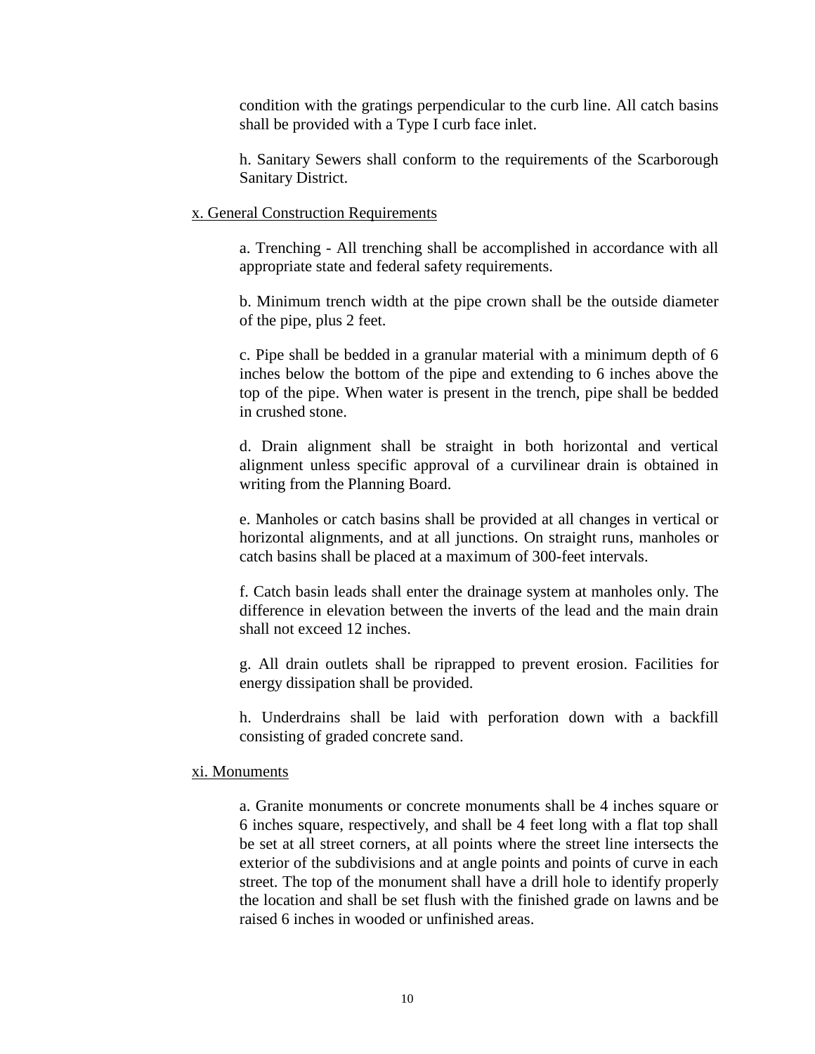condition with the gratings perpendicular to the curb line. All catch basins shall be provided with a Type I curb face inlet.

h. Sanitary Sewers shall conform to the requirements of the Scarborough Sanitary District.

<u>x. General Construction Requirements</u>

a. Trenching - All trenching shall be accomplished in accordance with all appropriate state and federal safety requirements.

b. Minimum trench width at the pipe crown shall be the outside diameter of the pipe, plus 2 feet.

c. Pipe shall be bedded in a granular material with a minimum depth of 6 inches below the bottom of the pipe and extending to 6 inches above the top of the pipe. When water is present in the trench, pipe shall be bedded in crushed stone.

d. Drain alignment shall be straight in both horizontal and vertical alignment unless specific approval of a curvilinear drain is obtained in writing from the Planning Board.

e. Manholes or catch basins shall be provided at all changes in vertical or horizontal alignments, and at all junctions. On straight runs, manholes or catch basins shall be placed at a maximum of 300-feet intervals.

f. Catch basin leads shall enter the drainage system at manholes only. The difference in elevation between the inverts of the lead and the main drain shall not exceed 12 inches.

g. All drain outlets shall be riprapped to prevent erosion. Facilities for energy dissipation shall be provided.

h. Underdrains shall be laid with perforation down with a backfill consisting of graded concrete sand.

<u>xi. Monuments</u>

a. Granite monuments or concrete monuments shall be 4 inches square or 6 inches square, respectively, and shall be 4 feet long with a flat top shall be set at all street corners, at all points where the street line intersects the exterior of the subdivisions and at angle points and points of curve in each street. The top of the monument shall have a drill hole to identify properly the location and shall be set flush with the finished grade on lawns and be raised 6 inches in wooded or unfinished areas.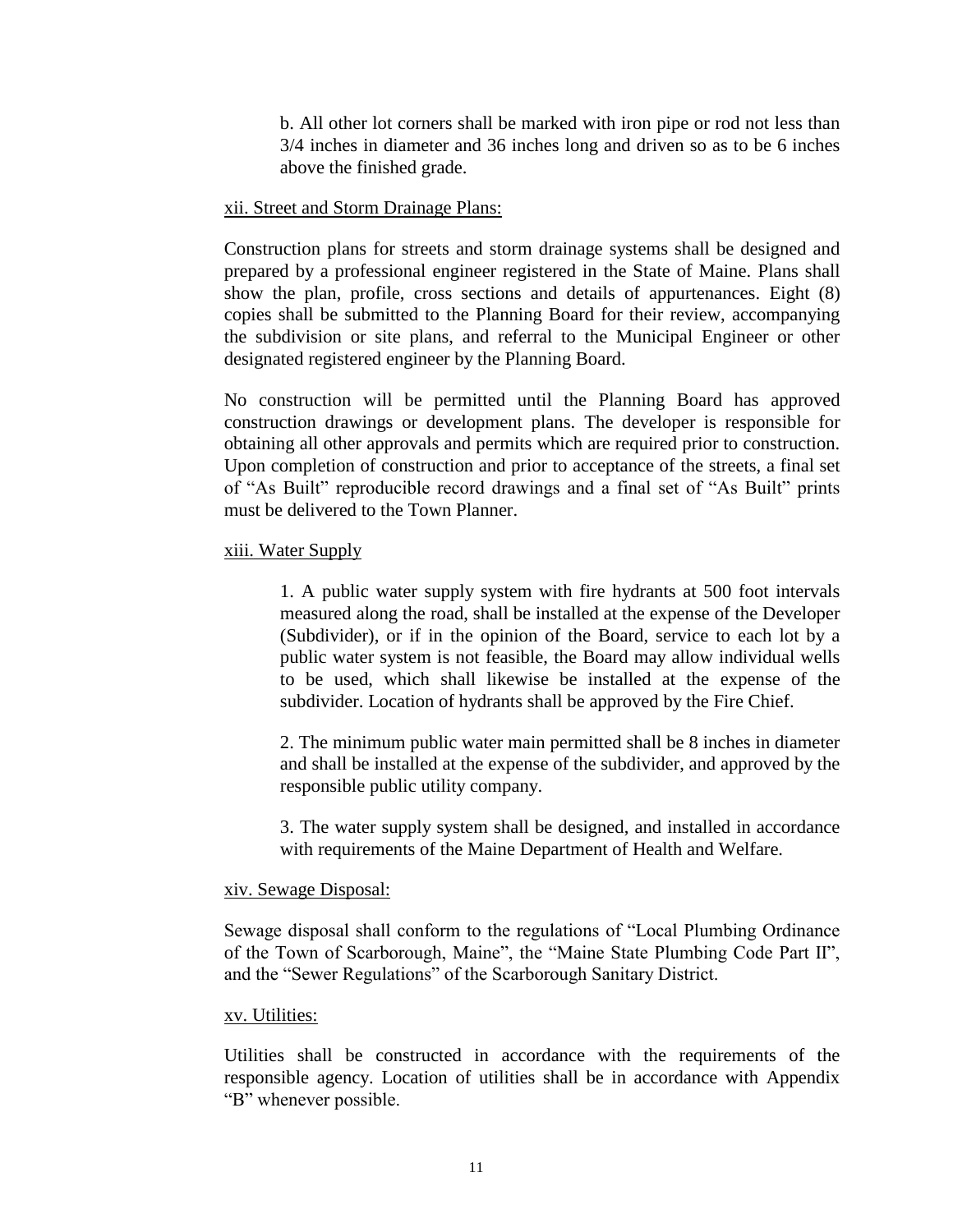b. All other lot corners shall be marked with iron pipe or rod not less than 3/4 inches in diameter and 36 inches long and driven so as to be 6 inches above the finished grade.

<u>xii. Street and Storm Drainage Plans:</u>

Construction plans for streets and storm drainage systems shall be designed and prepared by a professional engineer registered in the State of Maine. Plans shall show the plan, profile, cross sections and details of appurtenances. Eight (8) copies shall be submitted to the Planning Board for their review, accompanying the subdivision or site plans, and referral to the Municipal Engineer or other designated registered engineer by the Planning Board.

No construction will be permitted until the Planning Board has approved construction drawings or development plans. The developer is responsible for obtaining all other approvals and permits which are required prior to construction. Upon completion of construction and prior to acceptance of the streets, a final set of "As Built" reproducible record drawings and a final set of "As Built" prints must be delivered to the Town Planner.

<u>xiii. Water Supply</u>

1. A public water supply system with fire hydrants at 500 foot intervals measured along the road, shall be installed at the expense of the Developer (Subdivider), or if in the opinion of the Board, service to each lot by a public water system is not feasible, the Board may allow individual wells to be used, which shall likewise be installed at the expense of the subdivider. Location of hydrants shall be approved by the Fire Chief.

2. The minimum public water main permitted shall be 8 inches in diameter and shall be installed at the expense of the subdivider, and approved by the responsible public utility company.

3. The water supply system shall be designed, and installed in accordance with requirements of the Maine Department of Health and Welfare.

<u>xiv. Sewage Disposal:</u>

Sewage disposal shall conform to the regulations of "Local Plumbing Ordinance of the Town of Scarborough, Maine", the "Maine State Plumbing Code Part II", and the "Sewer Regulations" of the Scarborough Sanitary District.

<u>xv. Utilities:</u>

Utilities shall be constructed in accordance with the requirements of the responsible agency. Location of utilities shall be in accordance with Appendix "B" whenever possible.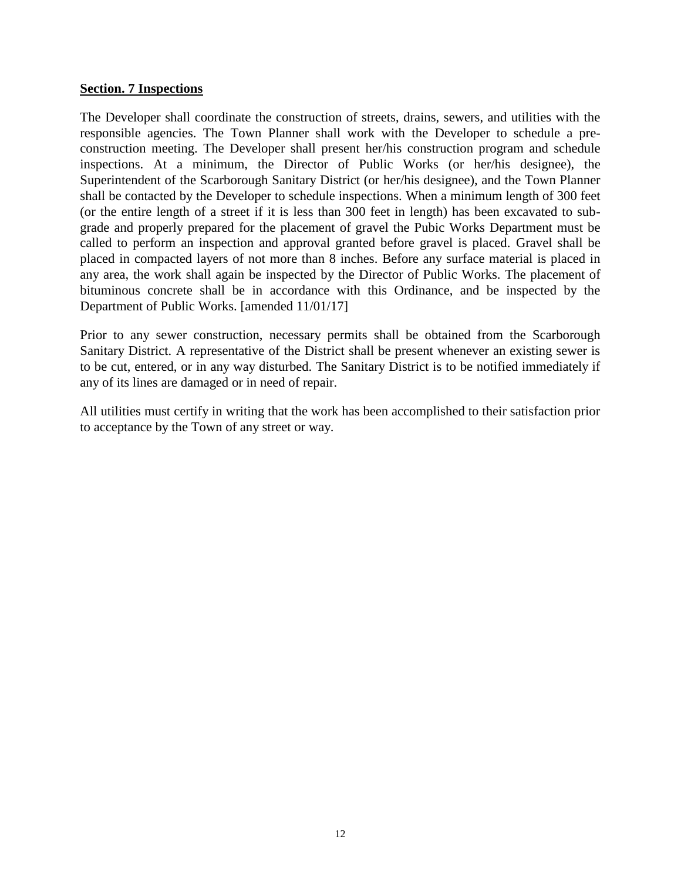**Section. 7 Inspections**

The Developer shall coordinate the construction of streets, drains, sewers, and utilities with the responsible agencies. The Town Planner shall work with the Developer to schedule a pre-construction meeting. The Developer shall present her/his construction program and schedule inspections. At a minimum, the Director of Public Works (or her/his designee), the Superintendent of the Scarborough Sanitary District (or her/his designee), and the Town Planner shall be contacted by the Developer to schedule inspections. When a minimum length of 300 feet (or the entire length of a street if it is less than 300 feet in length) has been excavated to sub-grade and properly prepared for the placement of gravel the Pubic Works Department must be called to perform an inspection and approval granted before gravel is placed. Gravel shall be placed in compacted layers of not more than 8 inches. Before any surface material is placed in any area, the work shall again be inspected by the Director of Public Works. The placement of bituminous concrete shall be in accordance with this Ordinance, and be inspected by the Department of Public Works. [amended 11/01/17]

Prior to any sewer construction, necessary permits shall be obtained from the Scarborough Sanitary District. A representative of the District shall be present whenever an existing sewer is to be cut, entered, or in any way disturbed. The Sanitary District is to be notified immediately if any of its lines are damaged or in need of repair.

All utilities must certify in writing that the work has been accomplished to their satisfaction prior to acceptance by the Town of any street or way.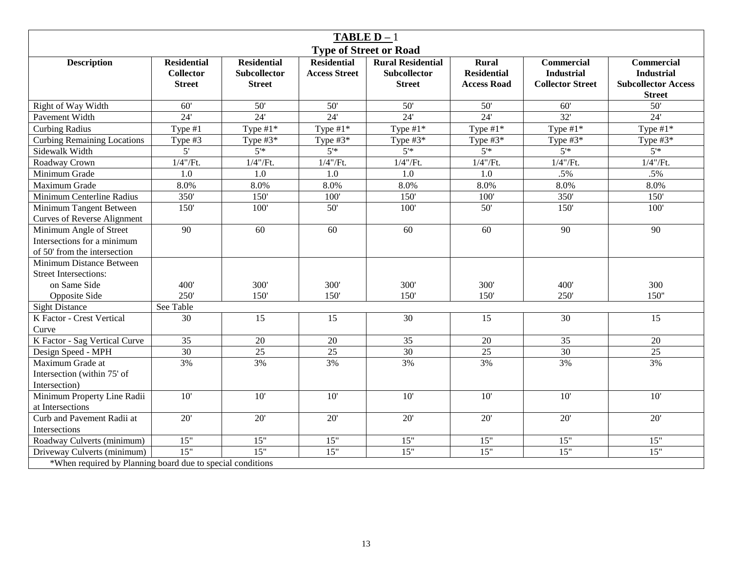**TABLE D – 1**

**Type of Street or Road**

| Description | Residential Collector Street | Residential Subcollector Street | Residential Access Street | Rural Residential Subcollector Street | Rural Residential Access Road | Commercial Industrial Collector Street | Commercial Industrial Subcollector Access Street |
|---|---|---|---|---|---|---|---|
| Right of Way Width | 60' | 50' | 50' | 50' | 50' | 60' | 50' |
| Pavement Width | 24' | 24' | 24' | 24' | 24' | 32' | 24' |
| Curbing Radius | Type #1 | Type #1* | Type #1* | Type #1* | Type #1* | Type #1* | Type #1* |
| Curbing Remaining Locations | Type #3 | Type #3* | Type #3* | Type #3* | Type #3* | Type #3* | Type #3* |
| Sidewalk Width | 5' | 5'* | 5'* | 5'* | 5'* | 5'* | 5'* |
| Roadway Crown | 1/4"/Ft. | 1/4"/Ft. | 1/4"/Ft. | 1/4"/Ft. | 1/4"/Ft. | 1/4"/Ft. | 1/4"/Ft. |
| Minimum Grade | 1.0 | 1.0 | 1.0 | 1.0 | 1.0 | .5% | .5% |
| Maximum Grade | 8.0% | 8.0% | 8.0% | 8.0% | 8.0% | 8.0% | 8.0% |
| Minimum Centerline Radius | 350' | 150' | 100' | 150' | 100' | 350' | 150' |
| Minimum Tangent Between Curves of Reverse Alignment | 150' | 100' | 50' | 100' | 50' | 150' | 100' |
| Minimum Angle of Street Intersections for a minimum of 50' from the intersection | 90 | 60 | 60 | 60 | 60 | 90 | 90 |
| Minimum Distance Between Street Intersections: | | | | | | | |
| on Same Side | 400' | 300' | 300' | 300' | 300' | 400' | 300 |
| Opposite Side | 250' | 150' | 150' | 150' | 150' | 250' | 150" |
| Sight Distance | See Table | | | | | | |
| K Factor - Crest Vertical Curve | 30 | 15 | 15 | 30 | 15 | 30 | 15 |
| K Factor - Sag Vertical Curve | 35 | 20 | 20 | 35 | 20 | 35 | 20 |
| Design Speed - MPH | 30 | 25 | 25 | 30 | 25 | 30 | 25 |
| Maximum Grade at Intersection (within 75' of Intersection) | 3% | 3% | 3% | 3% | 3% | 3% | 3% |
| Minimum Property Line Radii at Intersections | 10' | 10' | 10' | 10' | 10' | 10' | 10' |
| Curb and Pavement Radii at Intersections | 20' | 20' | 20' | 20' | 20' | 20' | 20' |
| Roadway Culverts (minimum) | 15" | 15" | 15" | 15" | 15" | 15" | 15" |
| Driveway Culverts (minimum) | 15" | 15" | 15" | 15" | 15" | 15" | 15" |

*When required by Planning board due to special conditions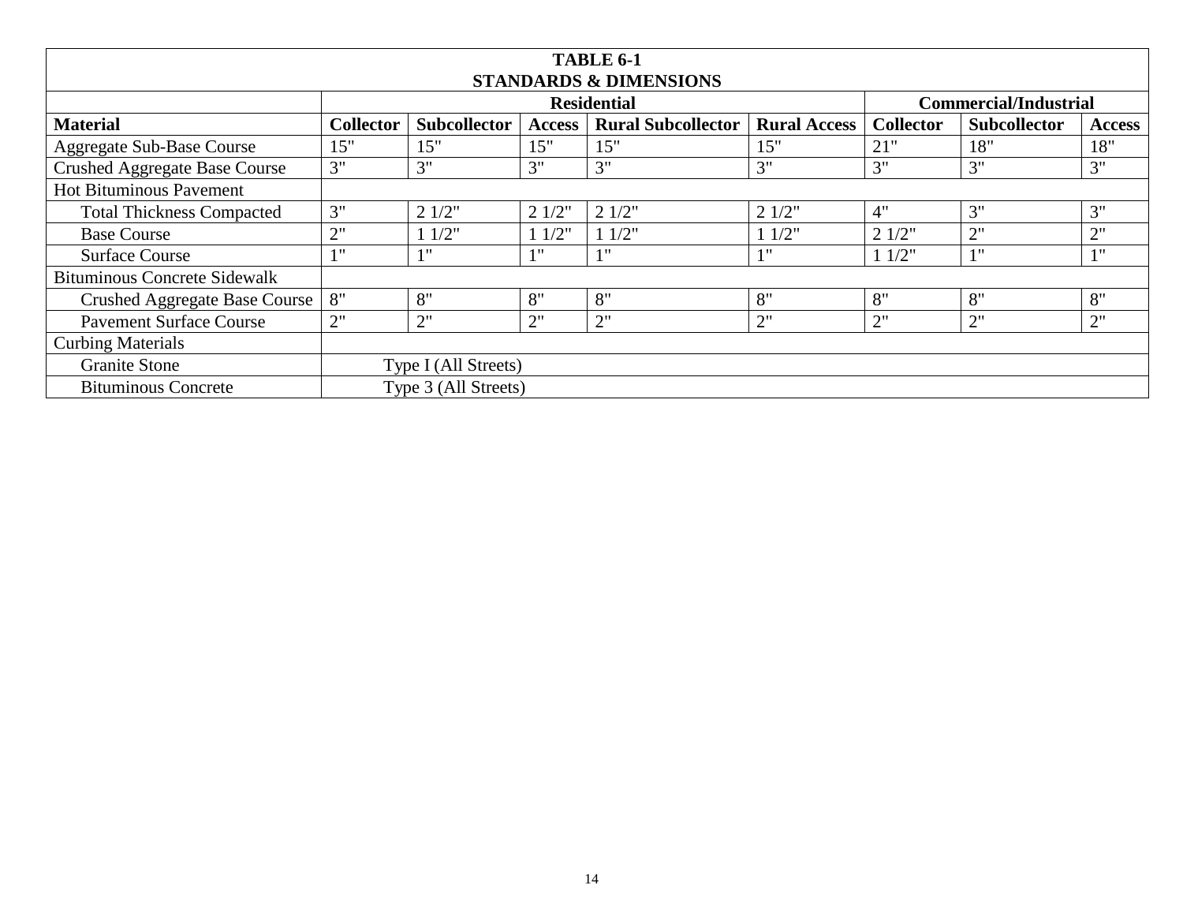| TABLE 6-1 STANDARDS & DIMENSIONS | | | | | | | | |
|---|---|---|---|---|---|---|---|---|
| | Residential | | | | | Commercial/Industrial | | |
| **Material** | **Collector** | **Subcollector** | **Access** | **Rural Subcollector** | **Rural Access** | **Collector** | **Subcollector** | **Access** |
| Aggregate Sub-Base Course | 15" | 15" | 15" | 15" | 15" | 21" | 18" | 18" |
| Crushed Aggregate Base Course | 3" | 3" | 3" | 3" | 3" | 3" | 3" | 3" |
| Hot Bituminous Pavement | | | | | | | | |
| Total Thickness Compacted | 3" | 2 1/2" | 2 1/2" | 2 1/2" | 2 1/2" | 4" | 3" | 3" |
| Base Course | 2" | 1 1/2" | 1 1/2" | 1 1/2" | 1 1/2" | 2 1/2" | 2" | 2" |
| Surface Course | 1" | 1" | 1" | 1" | 1" | 1 1/2" | 1" | 1" |
| Bituminous Concrete Sidewalk | | | | | | | | |
| Crushed Aggregate Base Course | 8" | 8" | 8" | 8" | 8" | 8" | 8" | 8" |
| Pavement Surface Course | 2" | 2" | 2" | 2" | 2" | 2" | 2" | 2" |
| Curbing Materials | | | | | | | | |
| Granite Stone | Type I (All Streets) | | | | | | | |
| Bituminous Concrete | Type 3 (All Streets) | | | | | | | |